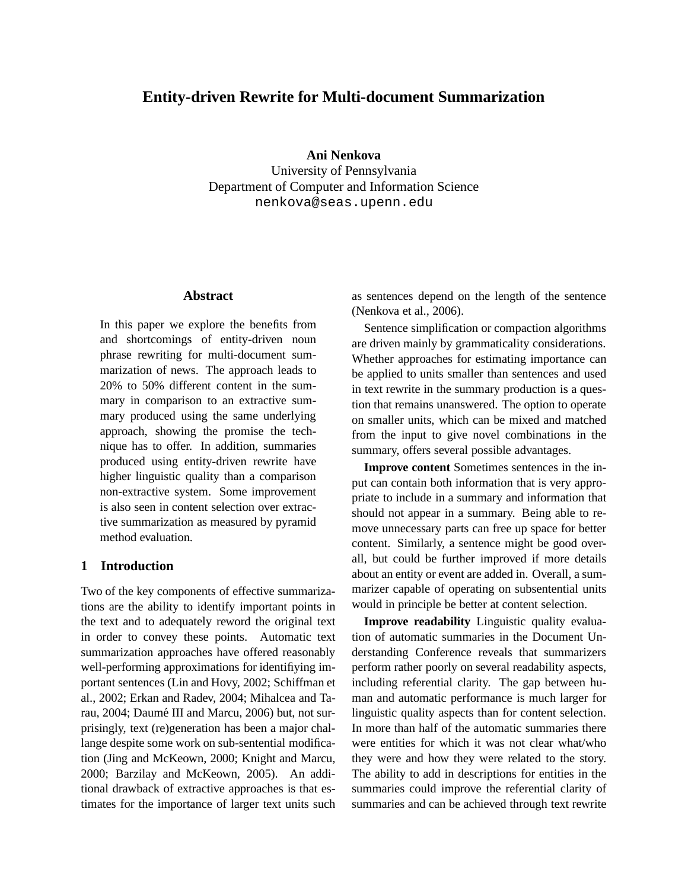# Entity-driven Rewrite for Multi-document Summarization

**Ani Nenkova**
University of Pennsylvania
Department of Computer and Information Science
nenkova@seas.upenn.edu

## Abstract

In this paper we explore the benefits from and shortcomings of entity-driven noun phrase rewriting for multi-document summarization of news. The approach leads to 20% to 50% different content in the summary in comparison to an extractive summary produced using the same underlying approach, showing the promise the technique has to offer. In addition, summaries produced using entity-driven rewrite have higher linguistic quality than a comparison non-extractive system. Some improvement is also seen in content selection over extractive summarization as measured by pyramid method evaluation.

## 1 Introduction

Two of the key components of effective summarizations are the ability to identify important points in the text and to adequately reword the original text in order to convey these points. Automatic text summarization approaches have offered reasonably well-performing approximations for identifiying important sentences (Lin and Hovy, 2002; Schiffman et al., 2002; Erkan and Radev, 2004; Mihalcea and Tarau, 2004; Daumé III and Marcu, 2006) but, not surprisingly, text (re)generation has been a major challange despite some work on sub-sentential modification (Jing and McKeown, 2000; Knight and Marcu, 2000; Barzilay and McKeown, 2005). An additional drawback of extractive approaches is that estimates for the importance of larger text units such as sentences depend on the length of the sentence (Nenkova et al., 2006).

Sentence simplification or compaction algorithms are driven mainly by grammaticality considerations. Whether approaches for estimating importance can be applied to units smaller than sentences and used in text rewrite in the summary production is a question that remains unanswered. The option to operate on smaller units, which can be mixed and matched from the input to give novel combinations in the summary, offers several possible advantages.

**Improve content** Sometimes sentences in the input can contain both information that is very appropriate to include in a summary and information that should not appear in a summary. Being able to remove unnecessary parts can free up space for better content. Similarly, a sentence might be good overall, but could be further improved if more details about an entity or event are added in. Overall, a summarizer capable of operating on subsentential units would in principle be better at content selection.

**Improve readability** Linguistic quality evaluation of automatic summaries in the Document Understanding Conference reveals that summarizers perform rather poorly on several readability aspects, including referential clarity. The gap between human and automatic performance is much larger for linguistic quality aspects than for content selection. In more than half of the automatic summaries there were entities for which it was not clear what/who they were and how they were related to the story. The ability to add in descriptions for entities in the summaries could improve the referential clarity of summaries and can be achieved through text rewrite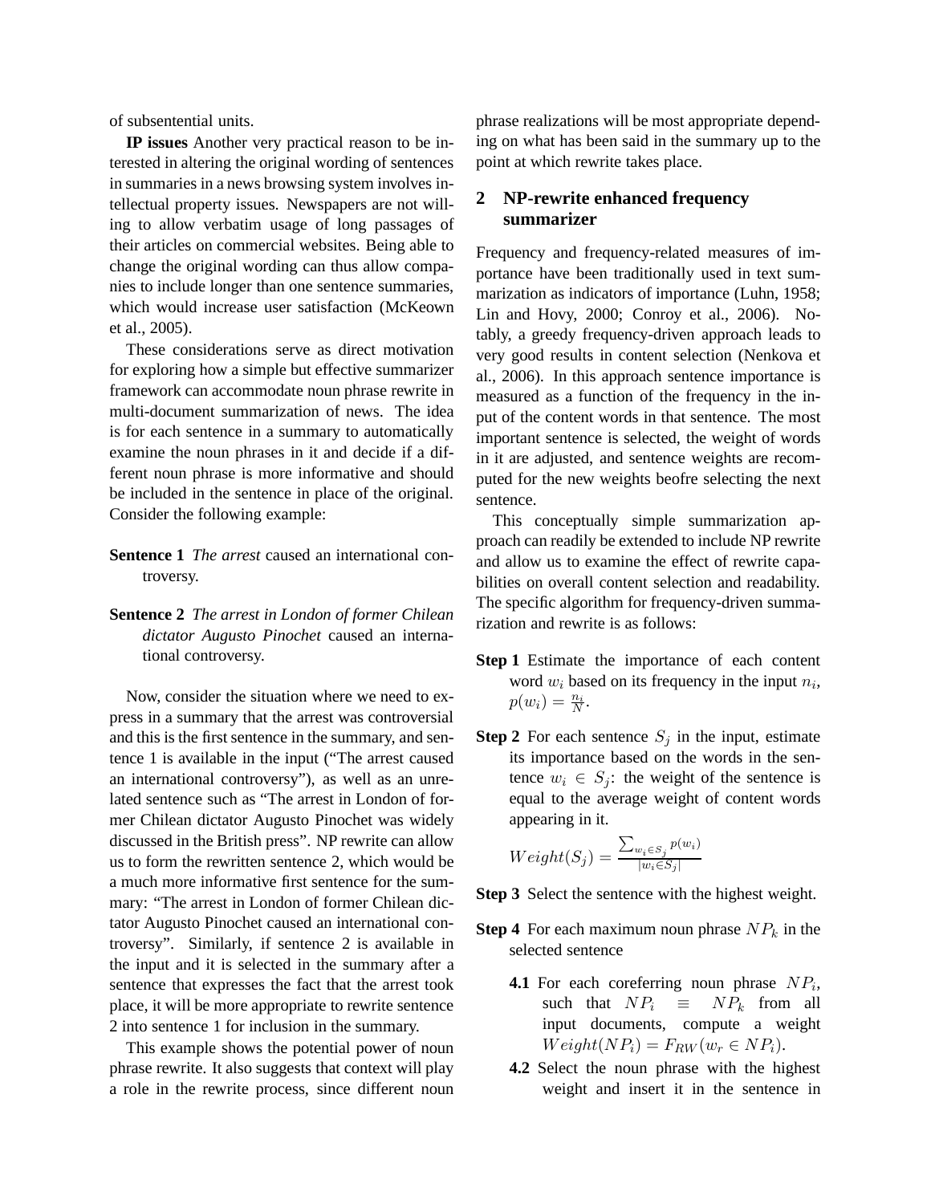of subsentential units.

**IP issues** Another very practical reason to be interested in altering the original wording of sentences in summaries in a news browsing system involves intellectual property issues. Newspapers are not willing to allow verbatim usage of long passages of their articles on commercial websites. Being able to change the original wording can thus allow companies to include longer than one sentence summaries, which would increase user satisfaction (McKeown et al., 2005).

These considerations serve as direct motivation for exploring how a simple but effective summarizer framework can accommodate noun phrase rewrite in multi-document summarization of news. The idea is for each sentence in a summary to automatically examine the noun phrases in it and decide if a different noun phrase is more informative and should be included in the sentence in place of the original. Consider the following example:

**Sentence 1** *The arrest* caused an international controversy.

**Sentence 2** *The arrest in London of former Chilean dictator Augusto Pinochet* caused an international controversy.

Now, consider the situation where we need to express in a summary that the arrest was controversial and this is the first sentence in the summary, and sentence 1 is available in the input ("The arrest caused an international controversy"), as well as an unrelated sentence such as "The arrest in London of former Chilean dictator Augusto Pinochet was widely discussed in the British press". NP rewrite can allow us to form the rewritten sentence 2, which would be a much more informative first sentence for the summary: "The arrest in London of former Chilean dictator Augusto Pinochet caused an international controversy". Similarly, if sentence 2 is available in the input and it is selected in the summary after a sentence that expresses the fact that the arrest took place, it will be more appropriate to rewrite sentence 2 into sentence 1 for inclusion in the summary.

This example shows the potential power of noun phrase rewrite. It also suggests that context will play a role in the rewrite process, since different noun phrase realizations will be most appropriate depending on what has been said in the summary up to the point at which rewrite takes place.

## 2 NP-rewrite enhanced frequency summarizer

Frequency and frequency-related measures of importance have been traditionally used in text summarization as indicators of importance (Luhn, 1958; Lin and Hovy, 2000; Conroy et al., 2006). Notably, a greedy frequency-driven approach leads to very good results in content selection (Nenkova et al., 2006). In this approach sentence importance is measured as a function of the frequency in the input of the content words in that sentence. The most important sentence is selected, the weight of words in it are adjusted, and sentence weights are recomputed for the new weights beofre selecting the next sentence.

This conceptually simple summarization approach can readily be extended to include NP rewrite and allow us to examine the effect of rewrite capabilities on overall content selection and readability. The specific algorithm for frequency-driven summarization and rewrite is as follows:

**Step 1** Estimate the importance of each content word $w_i$ based on its frequency in the input $n_i$, $p(w_i) = \frac{n_i}{N}$.

**Step 2** For each sentence $S_j$ in the input, estimate its importance based on the words in the sentence $w_i \in S_j$: the weight of the sentence is equal to the average weight of content words appearing in it.

$$Weight(S_j) = \frac{\sum_{w_i \in S_j} p(w_i)}{|w_i \in S_j|}$$

**Step 3** Select the sentence with the highest weight.

**Step 4** For each maximum noun phrase $NP_k$ in the selected sentence

- **4.1** For each coreferring noun phrase $NP_i$, such that $NP_i \equiv NP_k$ from all input documents, compute a weight $Weight(NP_i) = F_{RW}(w_r \in NP_i)$.
- **4.2** Select the noun phrase with the highest weight and insert it in the sentence in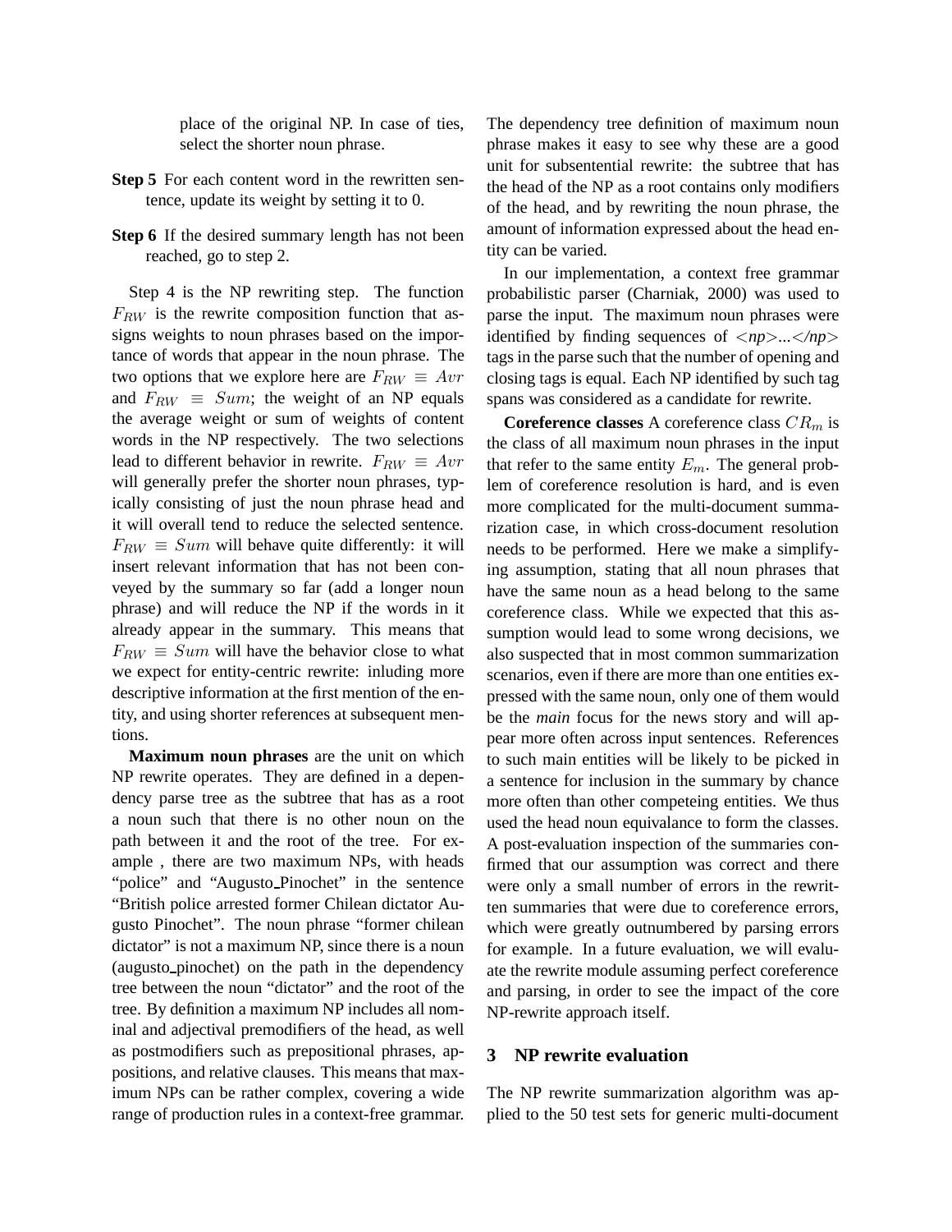place of the original NP. In case of ties, select the shorter noun phrase.

**Step 5** For each content word in the rewritten sentence, update its weight by setting it to 0.

**Step 6** If the desired summary length has not been reached, go to step 2.

Step 4 is the NP rewriting step. The function $F_{RW}$ is the rewrite composition function that assigns weights to noun phrases based on the importance of words that appear in the noun phrase. The two options that we explore here are $F_{RW} \equiv Avr$ and $F_{RW} \equiv Sum$; the weight of an NP equals the average weight or sum of weights of content words in the NP respectively. The two selections lead to different behavior in rewrite. $F_{RW} \equiv Avr$ will generally prefer the shorter noun phrases, typically consisting of just the noun phrase head and it will overall tend to reduce the selected sentence. $F_{RW} \equiv Sum$ will behave quite differently: it will insert relevant information that has not been conveyed by the summary so far (add a longer noun phrase) and will reduce the NP if the words in it already appear in the summary. This means that $F_{RW} \equiv Sum$ will have the behavior close to what we expect for entity-centric rewrite: inluding more descriptive information at the first mention of the entity, and using shorter references at subsequent mentions.

**Maximum noun phrases** are the unit on which NP rewrite operates. They are defined in a dependency parse tree as the subtree that has as a root a noun such that there is no other noun on the path between it and the root of the tree. For example , there are two maximum NPs, with heads "police" and "Augusto_Pinochet" in the sentence "British police arrested former Chilean dictator Augusto Pinochet". The noun phrase "former chilean dictator" is not a maximum NP, since there is a noun (augusto_pinochet) on the path in the dependency tree between the noun "dictator" and the root of the tree. By definition a maximum NP includes all nominal and adjectival premodifiers of the head, as well as postmodifiers such as prepositional phrases, appositions, and relative clauses. This means that maximum NPs can be rather complex, covering a wide range of production rules in a context-free grammar. The dependency tree definition of maximum noun phrase makes it easy to see why these are a good unit for subsentential rewrite: the subtree that has the head of the NP as a root contains only modifiers of the head, and by rewriting the noun phrase, the amount of information expressed about the head entity can be varied.

In our implementation, a context free grammar probabilistic parser (Charniak, 2000) was used to parse the input. The maximum noun phrases were identified by finding sequences of *<np>...</np>* tags in the parse such that the number of opening and closing tags is equal. Each NP identified by such tag spans was considered as a candidate for rewrite.

**Coreference classes** A coreference class $CR_m$ is the class of all maximum noun phrases in the input that refer to the same entity $E_m$. The general problem of coreference resolution is hard, and is even more complicated for the multi-document summarization case, in which cross-document resolution needs to be performed. Here we make a simplifying assumption, stating that all noun phrases that have the same noun as a head belong to the same coreference class. While we expected that this assumption would lead to some wrong decisions, we also suspected that in most common summarization scenarios, even if there are more than one entities expressed with the same noun, only one of them would be the *main* focus for the news story and will appear more often across input sentences. References to such main entities will be likely to be picked in a sentence for inclusion in the summary by chance more often than other competeing entities. We thus used the head noun equivalance to form the classes. A post-evaluation inspection of the summaries confirmed that our assumption was correct and there were only a small number of errors in the rewritten summaries that were due to coreference errors, which were greatly outnumbered by parsing errors for example. In a future evaluation, we will evaluate the rewrite module assuming perfect coreference and parsing, in order to see the impact of the core NP-rewrite approach itself.

## 3 NP rewrite evaluation

The NP rewrite summarization algorithm was applied to the 50 test sets for generic multi-document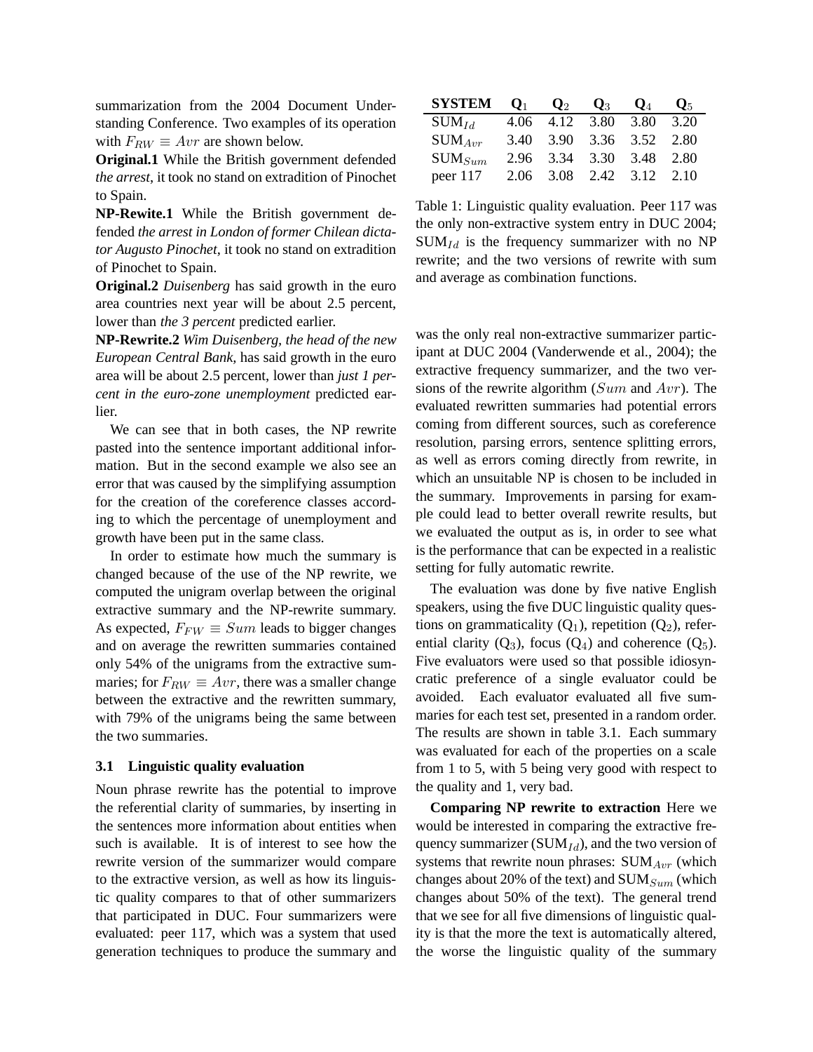summarization from the 2004 Document Understanding Conference. Two examples of its operation with $F_{RW} \equiv Avr$ are shown below.

**Original.1** While the British government defended *the arrest*, it took no stand on extradition of Pinochet to Spain.

**NP-Rewite.1** While the British government defended *the arrest in London of former Chilean dictator Augusto Pinochet*, it took no stand on extradition of Pinochet to Spain.

**Original.2** *Duisenberg* has said growth in the euro area countries next year will be about 2.5 percent, lower than *the 3 percent* predicted earlier.

**NP-Rewrite.2** *Wim Duisenberg, the head of the new European Central Bank*, has said growth in the euro area will be about 2.5 percent, lower than *just 1 percent in the euro-zone unemployment* predicted earlier.

We can see that in both cases, the NP rewrite pasted into the sentence important additional information. But in the second example we also see an error that was caused by the simplifying assumption for the creation of the coreference classes according to which the percentage of unemployment and growth have been put in the same class.

In order to estimate how much the summary is changed because of the use of the NP rewrite, we computed the unigram overlap between the original extractive summary and the NP-rewrite summary. As expected, $F_{FW} \equiv Sum$ leads to bigger changes and on average the rewritten summaries contained only 54% of the unigrams from the extractive summaries; for $F_{RW} \equiv Avr$, there was a smaller change between the extractive and the rewritten summary, with 79% of the unigrams being the same between the two summaries.

### 3.1 Linguistic quality evaluation

Noun phrase rewrite has the potential to improve the referential clarity of summaries, by inserting in the sentences more information about entities when such is available. It is of interest to see how the rewrite version of the summarizer would compare to the extractive version, as well as how its linguistic quality compares to that of other summarizers that participated in DUC. Four summarizers were evaluated: peer 117, which was a system that used generation techniques to produce the summary and was the only real non-extractive summarizer participant at DUC 2004 (Vanderwende et al., 2004); the extractive frequency summarizer, and the two versions of the rewrite algorithm ($Sum$ and $Avr$). The evaluated rewritten summaries had potential errors coming from different sources, such as coreference resolution, parsing errors, sentence splitting errors, as well as errors coming directly from rewrite, in which an unsuitable NP is chosen to be included in the summary. Improvements in parsing for example could lead to better overall rewrite results, but we evaluated the output as is, in order to see what is the performance that can be expected in a realistic setting for fully automatic rewrite.

| **SYSTEM** | $\mathbf{Q}_1$ | $\mathbf{Q}_2$ | $\mathbf{Q}_3$ | $\mathbf{Q}_4$ | $\mathbf{Q}_5$ |
|---|---|---|---|---|---|
| $\text{SUM}_{Id}$ | 4.06 | 4.12 | 3.80 | 3.80 | 3.20 |
| $\text{SUM}_{Avr}$ | 3.40 | 3.90 | 3.36 | 3.52 | 2.80 |
| $\text{SUM}_{Sum}$ | 2.96 | 3.34 | 3.30 | 3.48 | 2.80 |
| peer 117 | 2.06 | 3.08 | 2.42 | 3.12 | 2.10 |

Table 1: Linguistic quality evaluation. Peer 117 was the only non-extractive system entry in DUC 2004; $\text{SUM}_{Id}$ is the frequency summarizer with no NP rewrite; and the two versions of rewrite with sum and average as combination functions.

The evaluation was done by five native English speakers, using the five DUC linguistic quality questions on grammaticality ($\text{Q}_1$), repetition ($\text{Q}_2$), referential clarity ($\text{Q}_3$), focus ($\text{Q}_4$) and coherence ($\text{Q}_5$). Five evaluators were used so that possible idiosyncratic preference of a single evaluator could be avoided. Each evaluator evaluated all five summaries for each test set, presented in a random order. The results are shown in table 3.1. Each summary was evaluated for each of the properties on a scale from 1 to 5, with 5 being very good with respect to the quality and 1, very bad.

**Comparing NP rewrite to extraction** Here we would be interested in comparing the extractive frequency summarizer ($\text{SUM}_{Id}$), and the two version of systems that rewrite noun phrases: $\text{SUM}_{Avr}$ (which changes about 20% of the text) and $\text{SUM}_{Sum}$ (which changes about 50% of the text). The general trend that we see for all five dimensions of linguistic quality is that the more the text is automatically altered, the worse the linguistic quality of the summary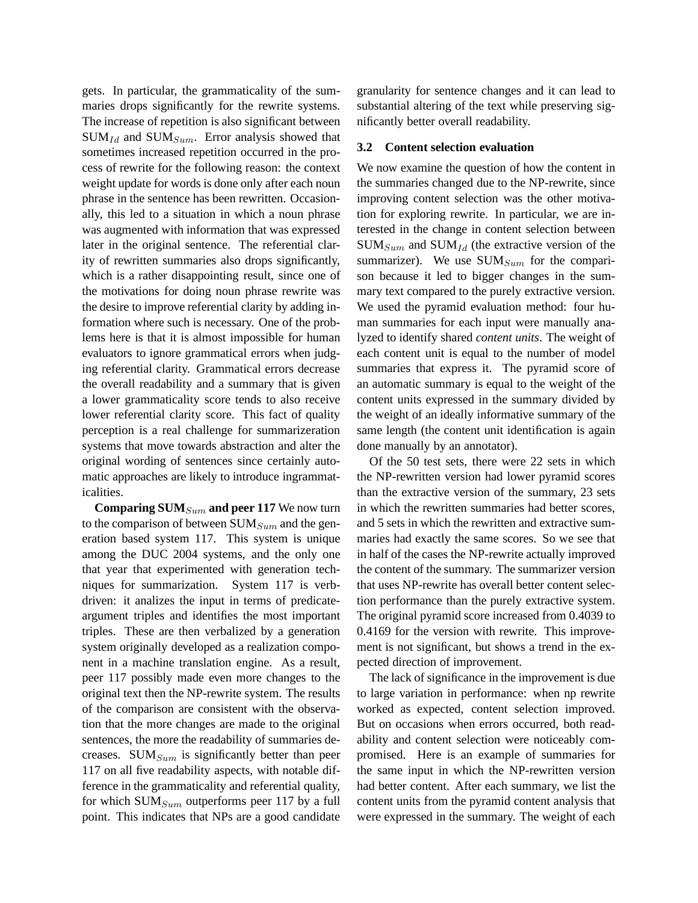gets. In particular, the grammaticality of the summaries drops significantly for the rewrite systems. The increase of repetition is also significant between $\text{SUM}_{Id}$ and $\text{SUM}_{Sum}$. Error analysis showed that sometimes increased repetition occurred in the process of rewrite for the following reason: the context weight update for words is done only after each noun phrase in the sentence has been rewritten. Occasionally, this led to a situation in which a noun phrase was augmented with information that was expressed later in the original sentence. The referential clarity of rewritten summaries also drops significantly, which is a rather disappointing result, since one of the motivations for doing noun phrase rewrite was the desire to improve referential clarity by adding information where such is necessary. One of the problems here is that it is almost impossible for human evaluators to ignore grammatical errors when judging referential clarity. Grammatical errors decrease the overall readability and a summary that is given a lower grammaticality score tends to also receive lower referential clarity score. This fact of quality perception is a real challenge for summarizeration systems that move towards abstraction and alter the original wording of sentences since certainly automatic approaches are likely to introduce ingrammaticalities.

**Comparing $\text{SUM}_{Sum}$ and peer 117** We now turn to the comparison of between $\text{SUM}_{Sum}$ and the generation based system 117. This system is unique among the DUC 2004 systems, and the only one that year that experimented with generation techniques for summarization. System 117 is verb-driven: it analizes the input in terms of predicate-argument triples and identifies the most important triples. These are then verbalized by a generation system originally developed as a realization component in a machine translation engine. As a result, peer 117 possibly made even more changes to the original text then the NP-rewrite system. The results of the comparison are consistent with the observation that the more changes are made to the original sentences, the more the readability of summaries decreases. $\text{SUM}_{Sum}$ is significantly better than peer 117 on all five readability aspects, with notable difference in the grammaticality and referential quality, for which $\text{SUM}_{Sum}$ outperforms peer 117 by a full point. This indicates that NPs are a good candidate granularity for sentence changes and it can lead to substantial altering of the text while preserving significantly better overall readability.

### 3.2 Content selection evaluation

We now examine the question of how the content in the summaries changed due to the NP-rewrite, since improving content selection was the other motivation for exploring rewrite. In particular, we are interested in the change in content selection between $\text{SUM}_{Sum}$ and $\text{SUM}_{Id}$ (the extractive version of the summarizer). We use $\text{SUM}_{Sum}$ for the comparison because it led to bigger changes in the summary text compared to the purely extractive version. We used the pyramid evaluation method: four human summaries for each input were manually analyzed to identify shared *content units*. The weight of each content unit is equal to the number of model summaries that express it. The pyramid score of an automatic summary is equal to the weight of the content units expressed in the summary divided by the weight of an ideally informative summary of the same length (the content unit identification is again done manually by an annotator).

Of the 50 test sets, there were 22 sets in which the NP-rewritten version had lower pyramid scores than the extractive version of the summary, 23 sets in which the rewritten summaries had better scores, and 5 sets in which the rewritten and extractive summaries had exactly the same scores. So we see that in half of the cases the NP-rewrite actually improved the content of the summary. The summarizer version that uses NP-rewrite has overall better content selection performance than the purely extractive system. The original pyramid score increased from 0.4039 to 0.4169 for the version with rewrite. This improvement is not significant, but shows a trend in the expected direction of improvement.

The lack of significance in the improvement is due to large variation in performance: when np rewrite worked as expected, content selection improved. But on occasions when errors occurred, both readability and content selection were noticeably compromised. Here is an example of summaries for the same input in which the NP-rewritten version had better content. After each summary, we list the content units from the pyramid content analysis that were expressed in the summary. The weight of each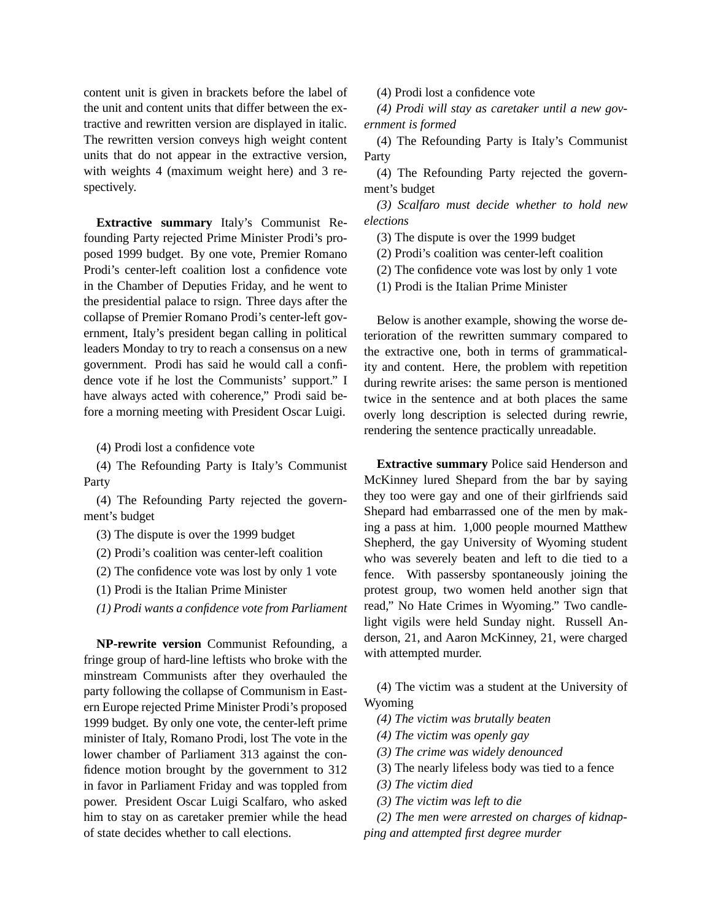content unit is given in brackets before the label of the unit and content units that differ between the extractive and rewritten version are displayed in italic. The rewritten version conveys high weight content units that do not appear in the extractive version, with weights 4 (maximum weight here) and 3 respectively.

**Extractive summary** Italy's Communist Refounding Party rejected Prime Minister Prodi's proposed 1999 budget. By one vote, Premier Romano Prodi's center-left coalition lost a confidence vote in the Chamber of Deputies Friday, and he went to the presidential palace to rsign. Three days after the collapse of Premier Romano Prodi's center-left government, Italy's president began calling in political leaders Monday to try to reach a consensus on a new government. Prodi has said he would call a confidence vote if he lost the Communists' support." I have always acted with coherence," Prodi said before a morning meeting with President Oscar Luigi.

(4) Prodi lost a confidence vote

(4) The Refounding Party is Italy's Communist Party

(4) The Refounding Party rejected the government's budget

(3) The dispute is over the 1999 budget

(2) Prodi's coalition was center-left coalition

(2) The confidence vote was lost by only 1 vote

(1) Prodi is the Italian Prime Minister

*(1) Prodi wants a confidence vote from Parliament*

**NP-rewrite version** Communist Refounding, a fringe group of hard-line leftists who broke with the minstream Communists after they overhauled the party following the collapse of Communism in Eastern Europe rejected Prime Minister Prodi's proposed 1999 budget. By only one vote, the center-left prime minister of Italy, Romano Prodi, lost The vote in the lower chamber of Parliament 313 against the confidence motion brought by the government to 312 in favor in Parliament Friday and was toppled from power. President Oscar Luigi Scalfaro, who asked him to stay on as caretaker premier while the head of state decides whether to call elections.

(4) Prodi lost a confidence vote

*(4) Prodi will stay as caretaker until a new government is formed*

(4) The Refounding Party is Italy's Communist Party

(4) The Refounding Party rejected the government's budget

*(3) Scalfaro must decide whether to hold new elections*

(3) The dispute is over the 1999 budget

(2) Prodi's coalition was center-left coalition

(2) The confidence vote was lost by only 1 vote

(1) Prodi is the Italian Prime Minister

Below is another example, showing the worse deterioration of the rewritten summary compared to the extractive one, both in terms of grammaticality and content. Here, the problem with repetition during rewrite arises: the same person is mentioned twice in the sentence and at both places the same overly long description is selected during rewrie, rendering the sentence practically unreadable.

**Extractive summary** Police said Henderson and McKinney lured Shepard from the bar by saying they too were gay and one of their girlfriends said Shepard had embarrassed one of the men by making a pass at him. 1,000 people mourned Matthew Shepherd, the gay University of Wyoming student who was severely beaten and left to die tied to a fence. With passersby spontaneously joining the protest group, two women held another sign that read," No Hate Crimes in Wyoming." Two candlelight vigils were held Sunday night. Russell Anderson, 21, and Aaron McKinney, 21, were charged with attempted murder.

(4) The victim was a student at the University of Wyoming

*(4) The victim was brutally beaten*

*(4) The victim was openly gay*

*(3) The crime was widely denounced*

(3) The nearly lifeless body was tied to a fence

*(3) The victim died*

*(3) The victim was left to die*

*(2) The men were arrested on charges of kidnapping and attempted first degree murder*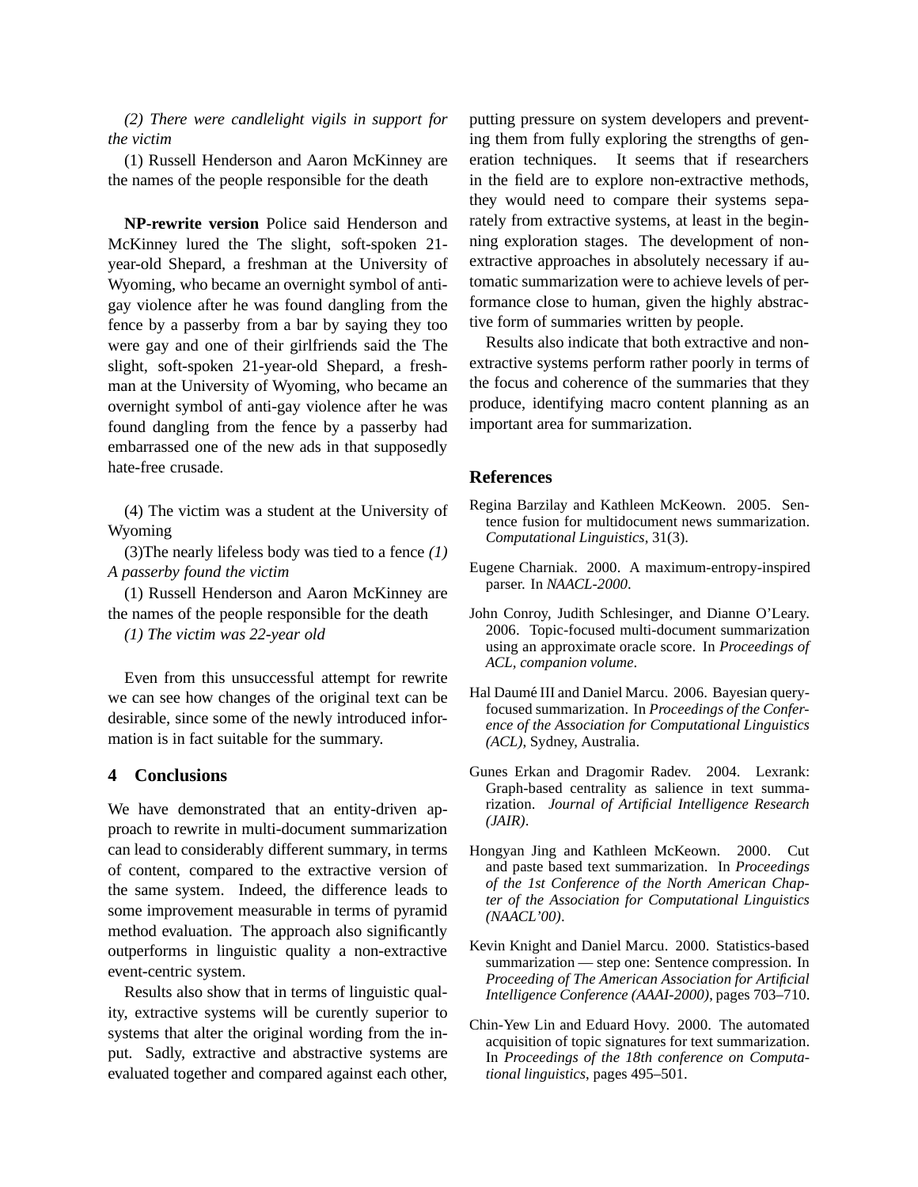*(2) There were candlelight vigils in support for the victim*

(1) Russell Henderson and Aaron McKinney are the names of the people responsible for the death

**NP-rewrite version** Police said Henderson and McKinney lured the The slight, soft-spoken 21-year-old Shepard, a freshman at the University of Wyoming, who became an overnight symbol of anti-gay violence after he was found dangling from the fence by a passerby from a bar by saying they too were gay and one of their girlfriends said the The slight, soft-spoken 21-year-old Shepard, a freshman at the University of Wyoming, who became an overnight symbol of anti-gay violence after he was found dangling from the fence by a passerby had embarrassed one of the new ads in that supposedly hate-free crusade.

(4) The victim was a student at the University of Wyoming

(3)The nearly lifeless body was tied to a fence *(1) A passerby found the victim*

(1) Russell Henderson and Aaron McKinney are the names of the people responsible for the death

*(1) The victim was 22-year old*

Even from this unsuccessful attempt for rewrite we can see how changes of the original text can be desirable, since some of the newly introduced information is in fact suitable for the summary.

## 4 Conclusions

We have demonstrated that an entity-driven approach to rewrite in multi-document summarization can lead to considerably different summary, in terms of content, compared to the extractive version of the same system. Indeed, the difference leads to some improvement measurable in terms of pyramid method evaluation. The approach also significantly outperforms in linguistic quality a non-extractive event-centric system.

Results also show that in terms of linguistic quality, extractive systems will be curently superior to systems that alter the original wording from the input. Sadly, extractive and abstractive systems are evaluated together and compared against each other, putting pressure on system developers and preventing them from fully exploring the strengths of generation techniques. It seems that if researchers in the field are to explore non-extractive methods, they would need to compare their systems separately from extractive systems, at least in the beginning exploration stages. The development of non-extractive approaches in absolutely necessary if automatic summarization were to achieve levels of performance close to human, given the highly abstractive form of summaries written by people.

Results also indicate that both extractive and non-extractive systems perform rather poorly in terms of the focus and coherence of the summaries that they produce, identifying macro content planning as an important area for summarization.

## References

Regina Barzilay and Kathleen McKeown. 2005. Sentence fusion for multidocument news summarization. *Computational Linguistics*, 31(3).

Eugene Charniak. 2000. A maximum-entropy-inspired parser. In *NAACL-2000*.

John Conroy, Judith Schlesinger, and Dianne O'Leary. 2006. Topic-focused multi-document summarization using an approximate oracle score. In *Proceedings of ACL, companion volume*.

Hal Daumé III and Daniel Marcu. 2006. Bayesian query-focused summarization. In *Proceedings of the Conference of the Association for Computational Linguistics (ACL)*, Sydney, Australia.

Gunes Erkan and Dragomir Radev. 2004. Lexrank: Graph-based centrality as salience in text summarization. *Journal of Artificial Intelligence Research (JAIR)*.

Hongyan Jing and Kathleen McKeown. 2000. Cut and paste based text summarization. In *Proceedings of the 1st Conference of the North American Chapter of the Association for Computational Linguistics (NAACL'00)*.

Kevin Knight and Daniel Marcu. 2000. Statistics-based summarization — step one: Sentence compression. In *Proceeding of The American Association for Artificial Intelligence Conference (AAAI-2000)*, pages 703–710.

Chin-Yew Lin and Eduard Hovy. 2000. The automated acquisition of topic signatures for text summarization. In *Proceedings of the 18th conference on Computational linguistics*, pages 495–501.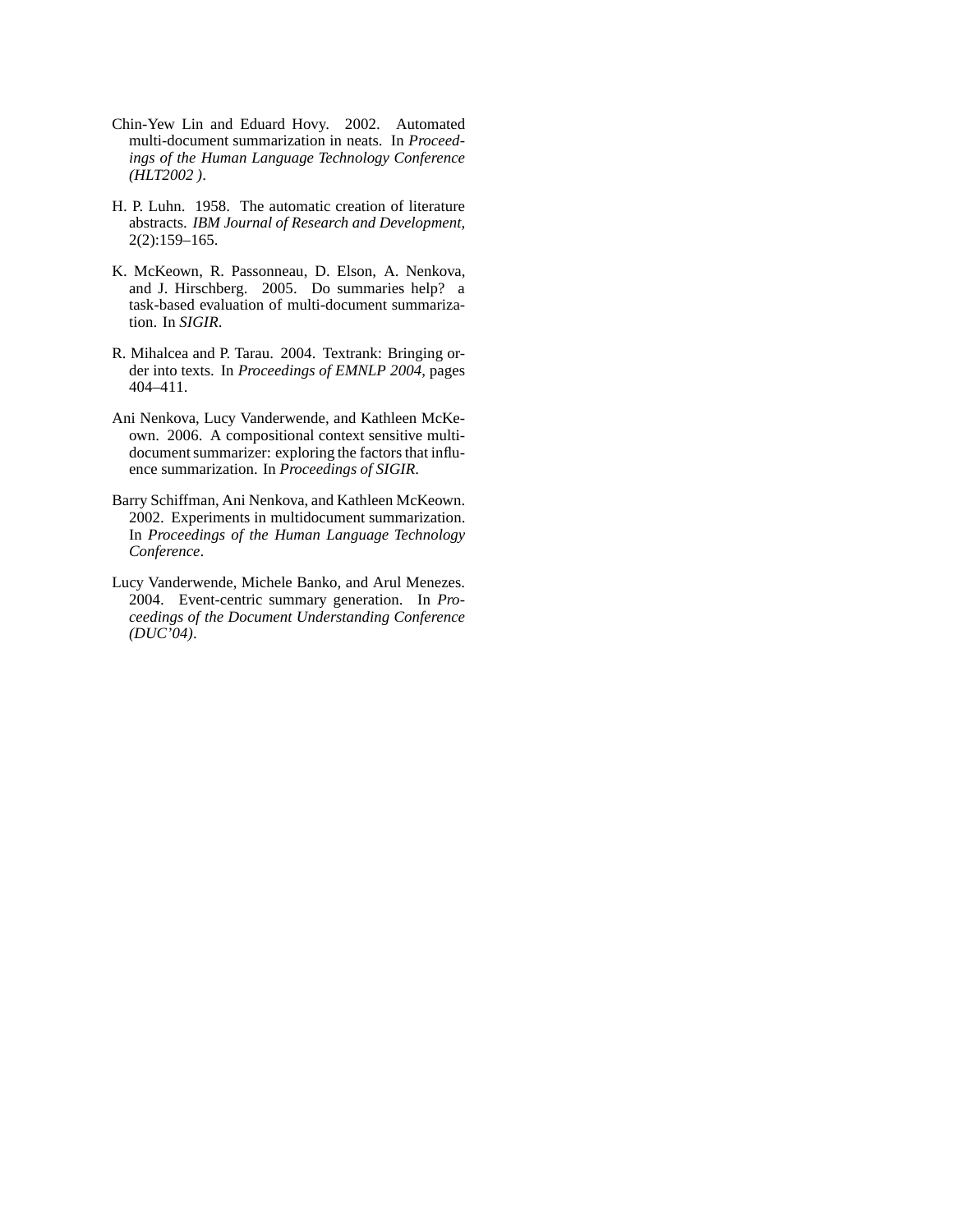Chin-Yew Lin and Eduard Hovy. 2002. Automated multi-document summarization in neats. In *Proceedings of the Human Language Technology Conference (HLT2002 )*.

H. P. Luhn. 1958. The automatic creation of literature abstracts. *IBM Journal of Research and Development*, 2(2):159–165.

K. McKeown, R. Passonneau, D. Elson, A. Nenkova, and J. Hirschberg. 2005. Do summaries help? a task-based evaluation of multi-document summarization. In *SIGIR*.

R. Mihalcea and P. Tarau. 2004. Textrank: Bringing order into texts. In *Proceedings of EMNLP 2004*, pages 404–411.

Ani Nenkova, Lucy Vanderwende, and Kathleen McKeown. 2006. A compositional context sensitive multi-document summarizer: exploring the factors that influence summarization. In *Proceedings of SIGIR*.

Barry Schiffman, Ani Nenkova, and Kathleen McKeown. 2002. Experiments in multidocument summarization. In *Proceedings of the Human Language Technology Conference*.

Lucy Vanderwende, Michele Banko, and Arul Menezes. 2004. Event-centric summary generation. In *Proceedings of the Document Understanding Conference (DUC'04)*.